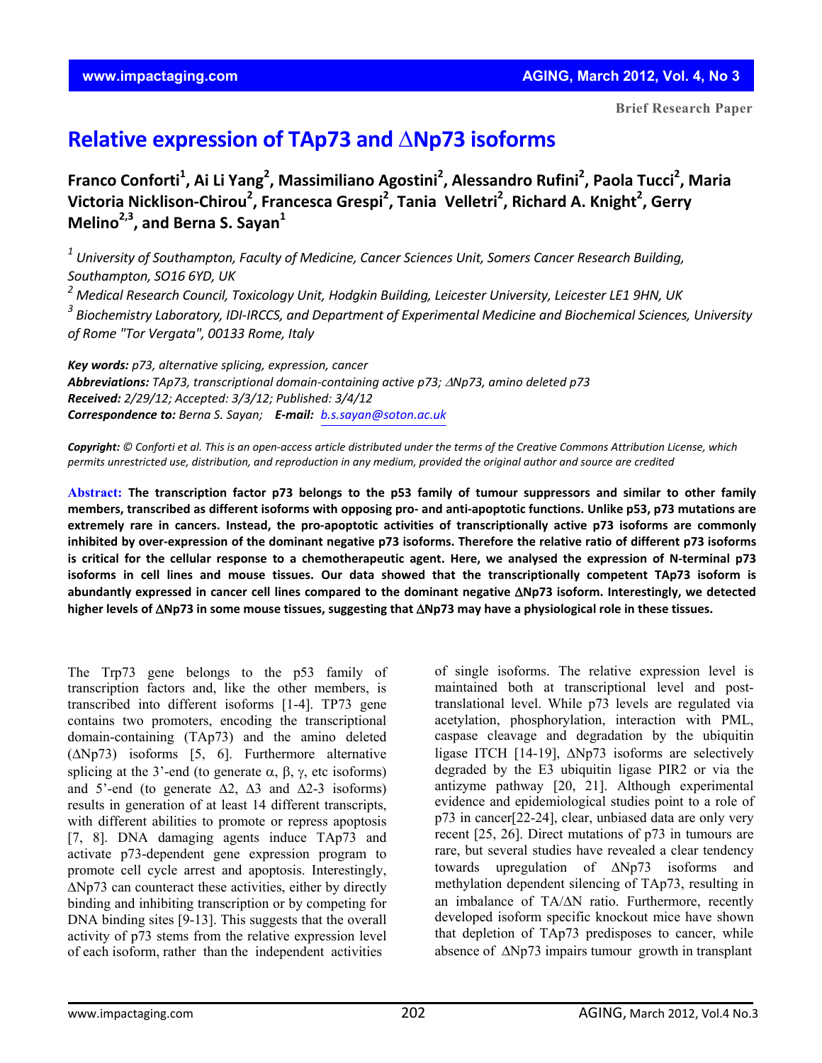Brief Research Paper

# Relative expression of TAp73 and ΔNp73 isoforms

**Franco Conforti[1], Ai Li Yang[2], Massimiliano Agostini[2], Alessandro Rufini[2], Paola Tucci[2], Maria Victoria Nicklison-Chirou[2], Francesca Grespi[2], Tania Velletri[2], Richard A. Knight[2], Gerry Melino[2,3], and Berna S. Sayan[1]**

[1] *University of Southampton, Faculty of Medicine, Cancer Sciences Unit, Somers Cancer Research Building, Southampton, SO16 6YD, UK*

[2] *Medical Research Council, Toxicology Unit, Hodgkin Building, Leicester University, Leicester LE1 9HN, UK*

[3] *Biochemistry Laboratory, IDI-IRCCS, and Department of Experimental Medicine and Biochemical Sciences, University of Rome "Tor Vergata", 00133 Rome, Italy*

***Key words:*** *p73, alternative splicing, expression, cancer*
***Abbreviations:*** *TAp73, transcriptional domain-containing active p73; ΔNp73, amino deleted p73*
***Received:*** *2/29/12;* ***Accepted:*** *3/3/12;* ***Published:*** *3/4/12*
***Correspondence to:*** *Berna S. Sayan;* ***E-mail:*** *b.s.sayan@soton.ac.uk*

***Copyright:*** *© Conforti et al. This is an open-access article distributed under the terms of the Creative Commons Attribution License, which permits unrestricted use, distribution, and reproduction in any medium, provided the original author and source are credited*

**Abstract: The transcription factor p73 belongs to the p53 family of tumour suppressors and similar to other family members, transcribed as different isoforms with opposing pro- and anti-apoptotic functions. Unlike p53, p73 mutations are extremely rare in cancers. Instead, the pro-apoptotic activities of transcriptionally active p73 isoforms are commonly inhibited by over-expression of the dominant negative p73 isoforms. Therefore the relative ratio of different p73 isoforms is critical for the cellular response to a chemotherapeutic agent. Here, we analysed the expression of N-terminal p73 isoforms in cell lines and mouse tissues. Our data showed that the transcriptionally competent TAp73 isoform is abundantly expressed in cancer cell lines compared to the dominant negative ΔNp73 isoform. Interestingly, we detected higher levels of ΔNp73 in some mouse tissues, suggesting that ΔNp73 may have a physiological role in these tissues.**

The Trp73 gene belongs to the p53 family of transcription factors and, like the other members, is transcribed into different isoforms [1-4]. TP73 gene contains two promoters, encoding the transcriptional domain-containing (TAp73) and the amino deleted (ΔNp73) isoforms [5, 6]. Furthermore alternative splicing at the 3'-end (to generate α, β, γ, etc isoforms) and 5'-end (to generate Δ2, Δ3 and Δ2-3 isoforms) results in generation of at least 14 different transcripts, with different abilities to promote or repress apoptosis [7, 8]. DNA damaging agents induce TAp73 and activate p73-dependent gene expression program to promote cell cycle arrest and apoptosis. Interestingly, ΔNp73 can counteract these activities, either by directly binding and inhibiting transcription or by competing for DNA binding sites [9-13]. This suggests that the overall activity of p73 stems from the relative expression level of each isoform, rather than the independent activities of single isoforms. The relative expression level is maintained both at transcriptional level and post-translational level. While p73 levels are regulated via acetylation, phosphorylation, interaction with PML, caspase cleavage and degradation by the ubiquitin ligase ITCH [14-19], ΔNp73 isoforms are selectively degraded by the E3 ubiquitin ligase PIR2 or via the antizyme pathway [20, 21]. Although experimental evidence and epidemiological studies point to a role of p73 in cancer[22-24], clear, unbiased data are only very recent [25, 26]. Direct mutations of p73 in tumours are rare, but several studies have revealed a clear tendency towards upregulation of ΔNp73 isoforms and methylation dependent silencing of TAp73, resulting in an imbalance of TA/ΔN ratio. Furthermore, recently developed isoform specific knockout mice have shown that depletion of TAp73 predisposes to cancer, while absence of ΔNp73 impairs tumour growth in transplant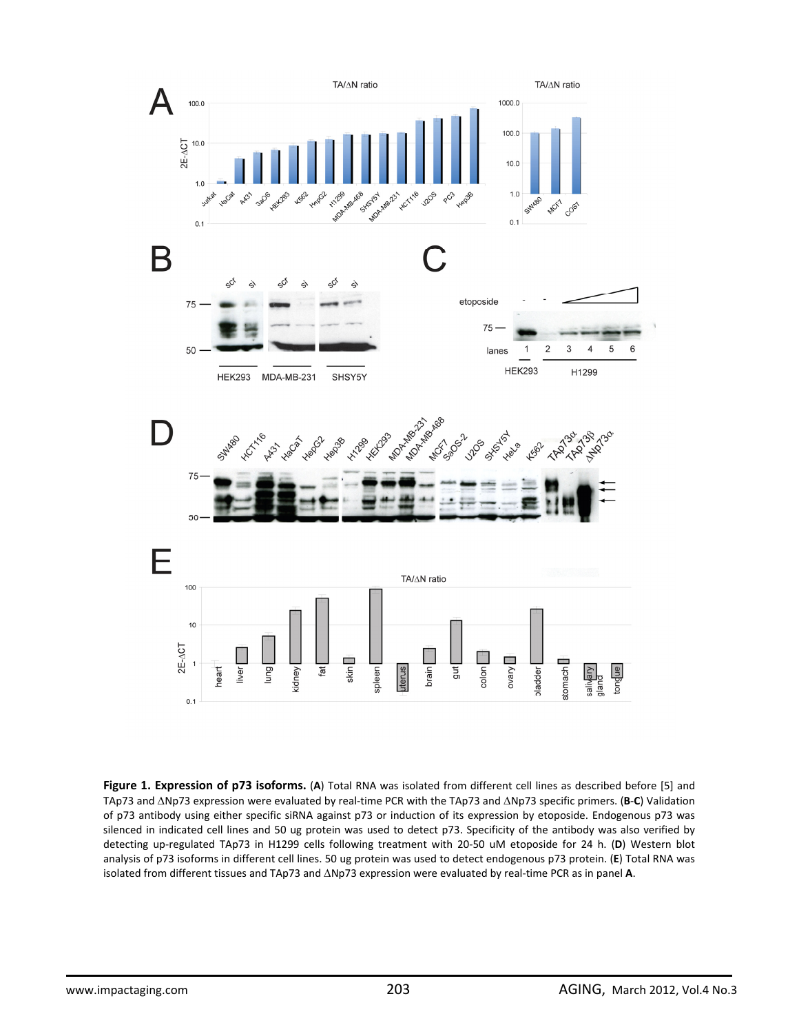**Figure 1. Expression of p73 isoforms.** (**A**) Total RNA was isolated from different cell lines as described before [5] and TAp73 and ΔNp73 expression were evaluated by real-time PCR with the TAp73 and ΔNp73 specific primers. (**B**-**C**) Validation of p73 antibody using either specific siRNA against p73 or induction of its expression by etoposide. Endogenous p73 was silenced in indicated cell lines and 50 ug protein was used to detect p73. Specificity of the antibody was also verified by detecting up-regulated TAp73 in H1299 cells following treatment with 20-50 uM etoposide for 24 h. (**D**) Western blot analysis of p73 isoforms in different cell lines. 50 ug protein was used to detect endogenous p73 protein. (**E**) Total RNA was isolated from different tissues and TAp73 and ΔNp73 expression were evaluated by real-time PCR as in panel **A**.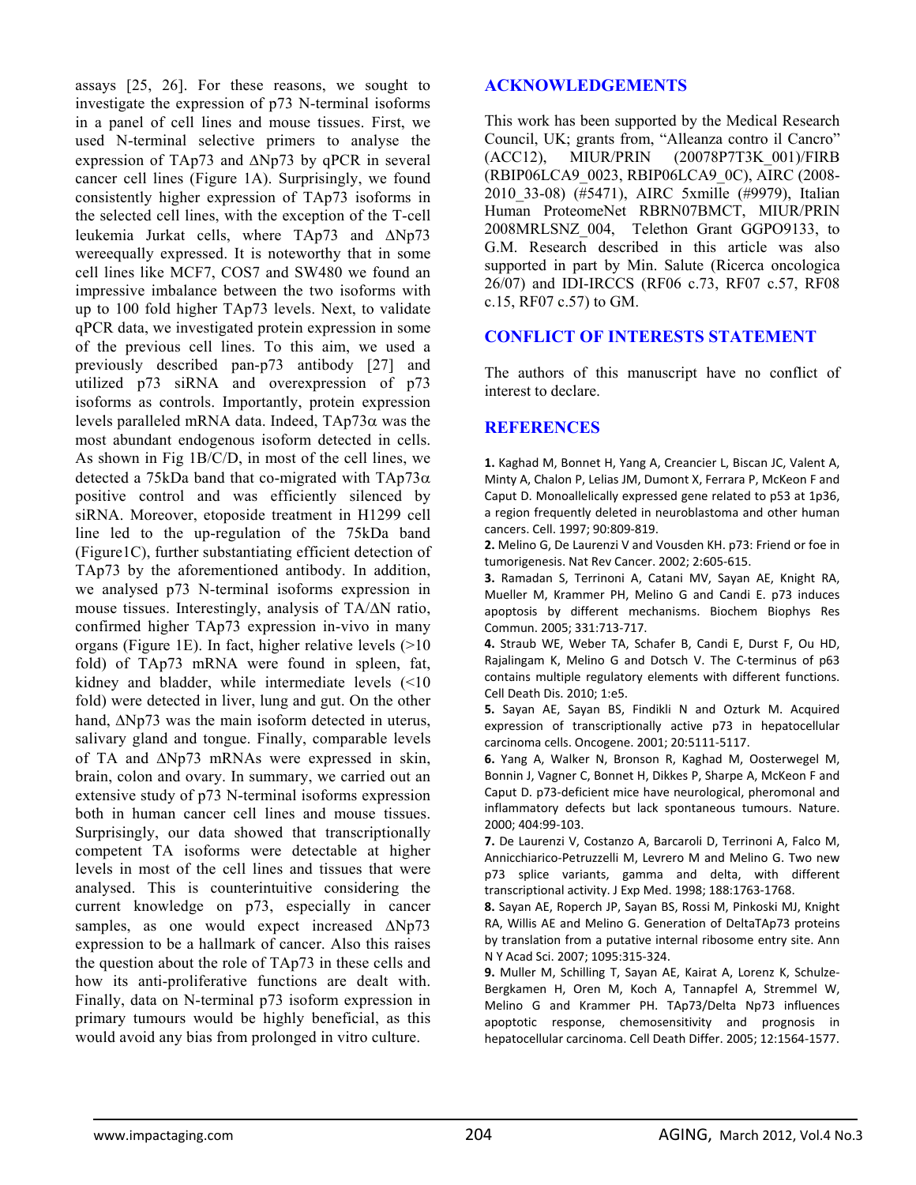assays [25, 26]. For these reasons, we sought to investigate the expression of p73 N-terminal isoforms in a panel of cell lines and mouse tissues. First, we used N-terminal selective primers to analyse the expression of TAp73 and ΔNp73 by qPCR in several cancer cell lines (Figure 1A). Surprisingly, we found consistently higher expression of TAp73 isoforms in the selected cell lines, with the exception of the T-cell leukemia Jurkat cells, where TAp73 and ΔNp73 wereequally expressed. It is noteworthy that in some cell lines like MCF7, COS7 and SW480 we found an impressive imbalance between the two isoforms with up to 100 fold higher TAp73 levels. Next, to validate qPCR data, we investigated protein expression in some of the previous cell lines. To this aim, we used a previously described pan-p73 antibody [27] and utilized p73 siRNA and overexpression of p73 isoforms as controls. Importantly, protein expression levels paralleled mRNA data. Indeed, TAp73α was the most abundant endogenous isoform detected in cells. As shown in Fig 1B/C/D, in most of the cell lines, we detected a 75kDa band that co-migrated with TAp73α positive control and was efficiently silenced by siRNA. Moreover, etoposide treatment in H1299 cell line led to the up-regulation of the 75kDa band (Figure1C), further substantiating efficient detection of TAp73 by the aforementioned antibody. In addition, we analysed p73 N-terminal isoforms expression in mouse tissues. Interestingly, analysis of TA/ΔN ratio, confirmed higher TAp73 expression in-vivo in many organs (Figure 1E). In fact, higher relative levels (>10 fold) of TAp73 mRNA were found in spleen, fat, kidney and bladder, while intermediate levels (<10 fold) were detected in liver, lung and gut. On the other hand, ΔNp73 was the main isoform detected in uterus, salivary gland and tongue. Finally, comparable levels of TA and ΔNp73 mRNAs were expressed in skin, brain, colon and ovary. In summary, we carried out an extensive study of p73 N-terminal isoforms expression both in human cancer cell lines and mouse tissues. Surprisingly, our data showed that transcriptionally competent TA isoforms were detectable at higher levels in most of the cell lines and tissues that were analysed. This is counterintuitive considering the current knowledge on p73, especially in cancer samples, as one would expect increased ΔNp73 expression to be a hallmark of cancer. Also this raises the question about the role of TAp73 in these cells and how its anti-proliferative functions are dealt with. Finally, data on N-terminal p73 isoform expression in primary tumours would be highly beneficial, as this would avoid any bias from prolonged in vitro culture.

## ACKNOWLEDGEMENTS

This work has been supported by the Medical Research Council, UK; grants from, "Alleanza contro il Cancro" (ACC12), MIUR/PRIN (20078P7T3K_001)/FIRB (RBIP06LCA9_0023, RBIP06LCA9_0C), AIRC (2008-2010_33-08) (#5471), AIRC 5xmille (#9979), Italian Human ProteomeNet RBRN07BMCT, MIUR/PRIN 2008MRLSNZ_004, Telethon Grant GGPO9133, to G.M. Research described in this article was also supported in part by Min. Salute (Ricerca oncologica 26/07) and IDI-IRCCS (RF06 c.73, RF07 c.57, RF08 c.15, RF07 c.57) to GM.

## CONFLICT OF INTERESTS STATEMENT

The authors of this manuscript have no conflict of interest to declare.

## REFERENCES

**1.** Kaghad M, Bonnet H, Yang A, Creancier L, Biscan JC, Valent A, Minty A, Chalon P, Lelias JM, Dumont X, Ferrara P, McKeon F and Caput D. Monoallelically expressed gene related to p53 at 1p36, a region frequently deleted in neuroblastoma and other human cancers. Cell. 1997; 90:809-819.

**2.** Melino G, De Laurenzi V and Vousden KH. p73: Friend or foe in tumorigenesis. Nat Rev Cancer. 2002; 2:605-615.

**3.** Ramadan S, Terrinoni A, Catani MV, Sayan AE, Knight RA, Mueller M, Krammer PH, Melino G and Candi E. p73 induces apoptosis by different mechanisms. Biochem Biophys Res Commun. 2005; 331:713-717.

**4.** Straub WE, Weber TA, Schafer B, Candi E, Durst F, Ou HD, Rajalingam K, Melino G and Dotsch V. The C-terminus of p63 contains multiple regulatory elements with different functions. Cell Death Dis. 2010; 1:e5.

**5.** Sayan AE, Sayan BS, Findikli N and Ozturk M. Acquired expression of transcriptionally active p73 in hepatocellular carcinoma cells. Oncogene. 2001; 20:5111-5117.

**6.** Yang A, Walker N, Bronson R, Kaghad M, Oosterwegel M, Bonnin J, Vagner C, Bonnet H, Dikkes P, Sharpe A, McKeon F and Caput D. p73-deficient mice have neurological, pheromonal and inflammatory defects but lack spontaneous tumours. Nature. 2000; 404:99-103.

**7.** De Laurenzi V, Costanzo A, Barcaroli D, Terrinoni A, Falco M, Annicchiarico-Petruzzelli M, Levrero M and Melino G. Two new p73 splice variants, gamma and delta, with different transcriptional activity. J Exp Med. 1998; 188:1763-1768.

**8.** Sayan AE, Roperch JP, Sayan BS, Rossi M, Pinkoski MJ, Knight RA, Willis AE and Melino G. Generation of DeltaTAp73 proteins by translation from a putative internal ribosome entry site. Ann N Y Acad Sci. 2007; 1095:315-324.

**9.** Muller M, Schilling T, Sayan AE, Kairat A, Lorenz K, Schulze-Bergkamen H, Oren M, Koch A, Tannapfel A, Stremmel W, Melino G and Krammer PH. TAp73/Delta Np73 influences apoptotic response, chemosensitivity and prognosis in hepatocellular carcinoma. Cell Death Differ. 2005; 12:1564-1577.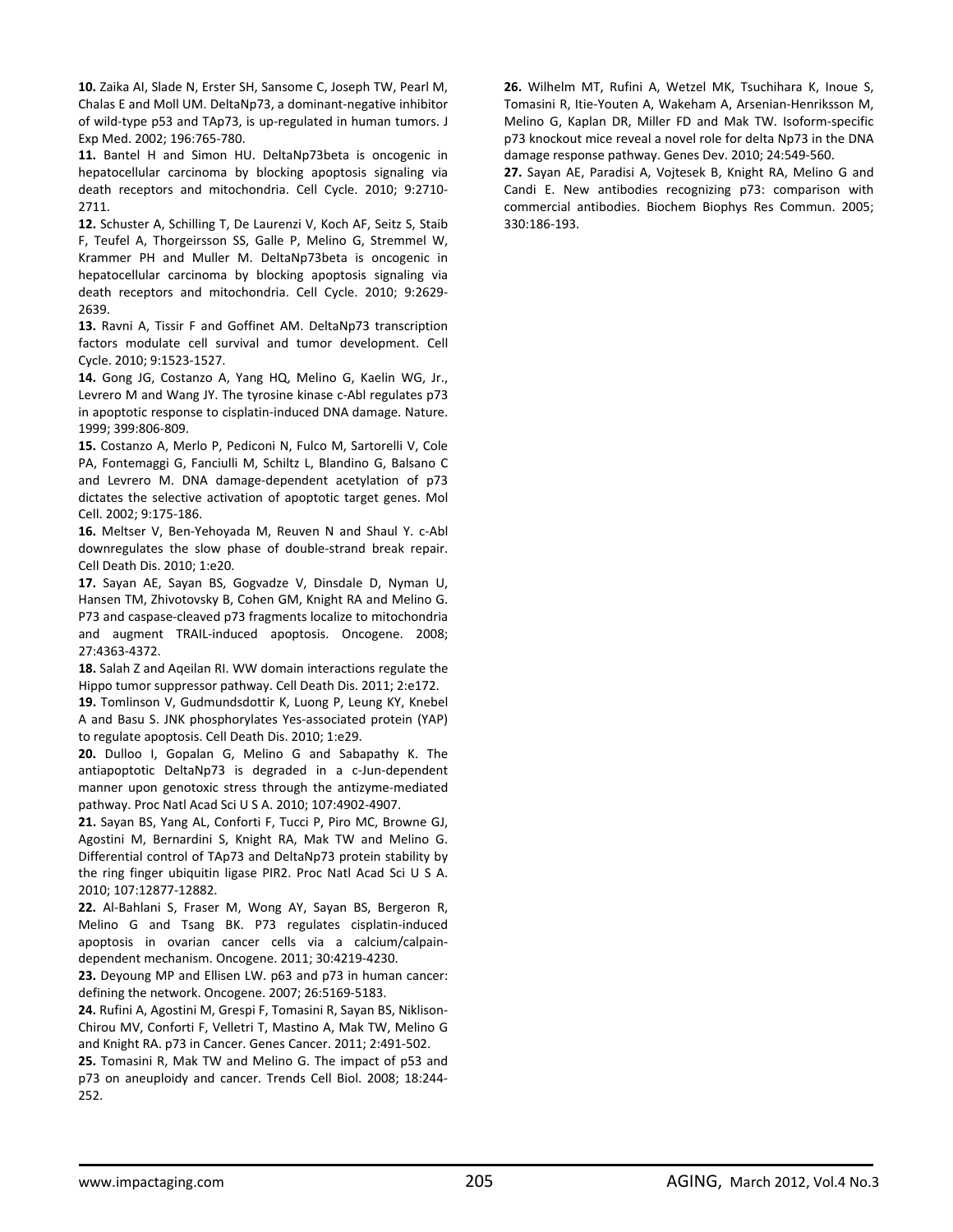**10.** Zaika AI, Slade N, Erster SH, Sansome C, Joseph TW, Pearl M, Chalas E and Moll UM. DeltaNp73, a dominant-negative inhibitor of wild-type p53 and TAp73, is up-regulated in human tumors. J Exp Med. 2002; 196:765-780.

**11.** Bantel H and Simon HU. DeltaNp73beta is oncogenic in hepatocellular carcinoma by blocking apoptosis signaling via death receptors and mitochondria. Cell Cycle. 2010; 9:2710-2711.

**12.** Schuster A, Schilling T, De Laurenzi V, Koch AF, Seitz S, Staib F, Teufel A, Thorgeirsson SS, Galle P, Melino G, Stremmel W, Krammer PH and Muller M. DeltaNp73beta is oncogenic in hepatocellular carcinoma by blocking apoptosis signaling via death receptors and mitochondria. Cell Cycle. 2010; 9:2629-2639.

**13.** Ravni A, Tissir F and Goffinet AM. DeltaNp73 transcription factors modulate cell survival and tumor development. Cell Cycle. 2010; 9:1523-1527.

**14.** Gong JG, Costanzo A, Yang HQ, Melino G, Kaelin WG, Jr., Levrero M and Wang JY. The tyrosine kinase c-Abl regulates p73 in apoptotic response to cisplatin-induced DNA damage. Nature. 1999; 399:806-809.

**15.** Costanzo A, Merlo P, Pediconi N, Fulco M, Sartorelli V, Cole PA, Fontemaggi G, Fanciulli M, Schiltz L, Blandino G, Balsano C and Levrero M. DNA damage-dependent acetylation of p73 dictates the selective activation of apoptotic target genes. Mol Cell. 2002; 9:175-186.

**16.** Meltser V, Ben-Yehoyada M, Reuven N and Shaul Y. c-Abl downregulates the slow phase of double-strand break repair. Cell Death Dis. 2010; 1:e20.

**17.** Sayan AE, Sayan BS, Gogvadze V, Dinsdale D, Nyman U, Hansen TM, Zhivotovsky B, Cohen GM, Knight RA and Melino G. P73 and caspase-cleaved p73 fragments localize to mitochondria and augment TRAIL-induced apoptosis. Oncogene. 2008; 27:4363-4372.

**18.** Salah Z and Aqeilan RI. WW domain interactions regulate the Hippo tumor suppressor pathway. Cell Death Dis. 2011; 2:e172.

**19.** Tomlinson V, Gudmundsdottir K, Luong P, Leung KY, Knebel A and Basu S. JNK phosphorylates Yes-associated protein (YAP) to regulate apoptosis. Cell Death Dis. 2010; 1:e29.

**20.** Dulloo I, Gopalan G, Melino G and Sabapathy K. The antiapoptotic DeltaNp73 is degraded in a c-Jun-dependent manner upon genotoxic stress through the antizyme-mediated pathway. Proc Natl Acad Sci U S A. 2010; 107:4902-4907.

**21.** Sayan BS, Yang AL, Conforti F, Tucci P, Piro MC, Browne GJ, Agostini M, Bernardini S, Knight RA, Mak TW and Melino G. Differential control of TAp73 and DeltaNp73 protein stability by the ring finger ubiquitin ligase PIR2. Proc Natl Acad Sci U S A. 2010; 107:12877-12882.

**22.** Al-Bahlani S, Fraser M, Wong AY, Sayan BS, Bergeron R, Melino G and Tsang BK. P73 regulates cisplatin-induced apoptosis in ovarian cancer cells via a calcium/calpain-dependent mechanism. Oncogene. 2011; 30:4219-4230.

**23.** Deyoung MP and Ellisen LW. p63 and p73 in human cancer: defining the network. Oncogene. 2007; 26:5169-5183.

**24.** Rufini A, Agostini M, Grespi F, Tomasini R, Sayan BS, Niklison-Chirou MV, Conforti F, Velletri T, Mastino A, Mak TW, Melino G and Knight RA. p73 in Cancer. Genes Cancer. 2011; 2:491-502.

**25.** Tomasini R, Mak TW and Melino G. The impact of p53 and p73 on aneuploidy and cancer. Trends Cell Biol. 2008; 18:244-252.

**26.** Wilhelm MT, Rufini A, Wetzel MK, Tsuchihara K, Inoue S, Tomasini R, Itie-Youten A, Wakeham A, Arsenian-Henriksson M, Melino G, Kaplan DR, Miller FD and Mak TW. Isoform-specific p73 knockout mice reveal a novel role for delta Np73 in the DNA damage response pathway. Genes Dev. 2010; 24:549-560.

**27.** Sayan AE, Paradisi A, Vojtesek B, Knight RA, Melino G and Candi E. New antibodies recognizing p73: comparison with commercial antibodies. Biochem Biophys Res Commun. 2005; 330:186-193.